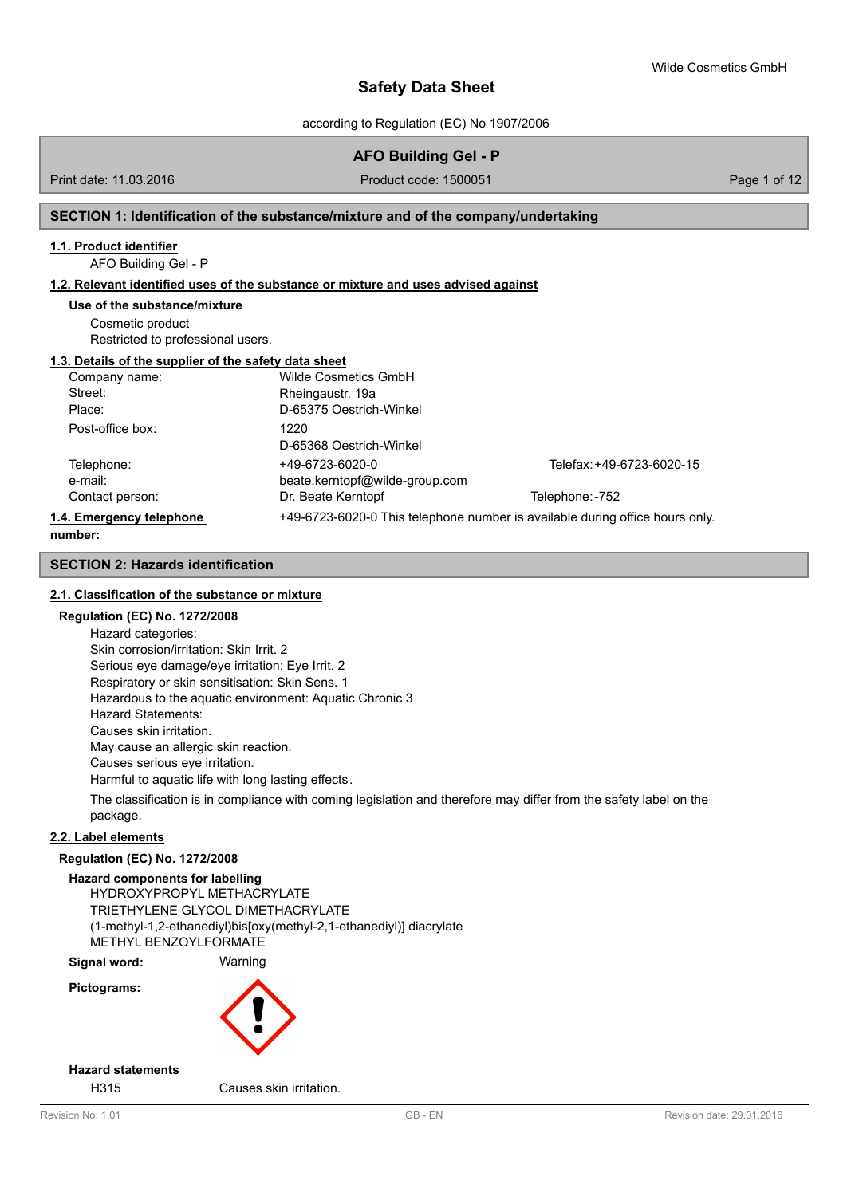Wilde Cosmetics GmbH

# Safety Data Sheet

according to Regulation (EC) No 1907/2006

## AFO Building Gel - P

Print date: 11.03.2016 | Product code: 1500051

## SECTION 1: Identification of the substance/mixture and of the company/undertaking

### 1.1. Product identifier

AFO Building Gel - P

### 1.2. Relevant identified uses of the substance or mixture and uses advised against

**Use of the substance/mixture**

Cosmetic product
Restricted to professional users.

### 1.3. Details of the supplier of the safety data sheet

| | | |
|---|---|---|
| Company name: | Wilde Cosmetics GmbH | |
| Street: | Rheingaustr. 19a | |
| Place: | D-65375 Oestrich-Winkel | |
| Post-office box: | 1220<br>D-65368 Oestrich-Winkel | |
| Telephone: | +49-6723-6020-0 | Telefax: +49-6723-6020-15 |
| e-mail: | beate.kerntopf@wilde-group.com | |
| Contact person: | Dr. Beate Kerntopf | Telephone: -752 |

### 1.4. Emergency telephone number:

+49-6723-6020-0 This telephone number is available during office hours only.

## SECTION 2: Hazards identification

### 2.1. Classification of the substance or mixture

**Regulation (EC) No. 1272/2008**

Hazard categories:
Skin corrosion/irritation: Skin Irrit. 2
Serious eye damage/eye irritation: Eye Irrit. 2
Respiratory or skin sensitisation: Skin Sens. 1
Hazardous to the aquatic environment: Aquatic Chronic 3
Hazard Statements:
Causes skin irritation.
May cause an allergic skin reaction.
Causes serious eye irritation.
Harmful to aquatic life with long lasting effects.

The classification is in compliance with coming legislation and therefore may differ from the safety label on the package.

### 2.2. Label elements

**Regulation (EC) No. 1272/2008**

**Hazard components for labelling**

HYDROXYPROPYL METHACRYLATE
TRIETHYLENE GLYCOL DIMETHACRYLATE
(1-methyl-1,2-ethanediyl)bis[oxy(methyl-2,1-ethanediyl)] diacrylate
METHYL BENZOYLFORMATE

**Signal word:** Warning

**Pictograms:**

**Hazard statements**

H315 Causes skin irritation.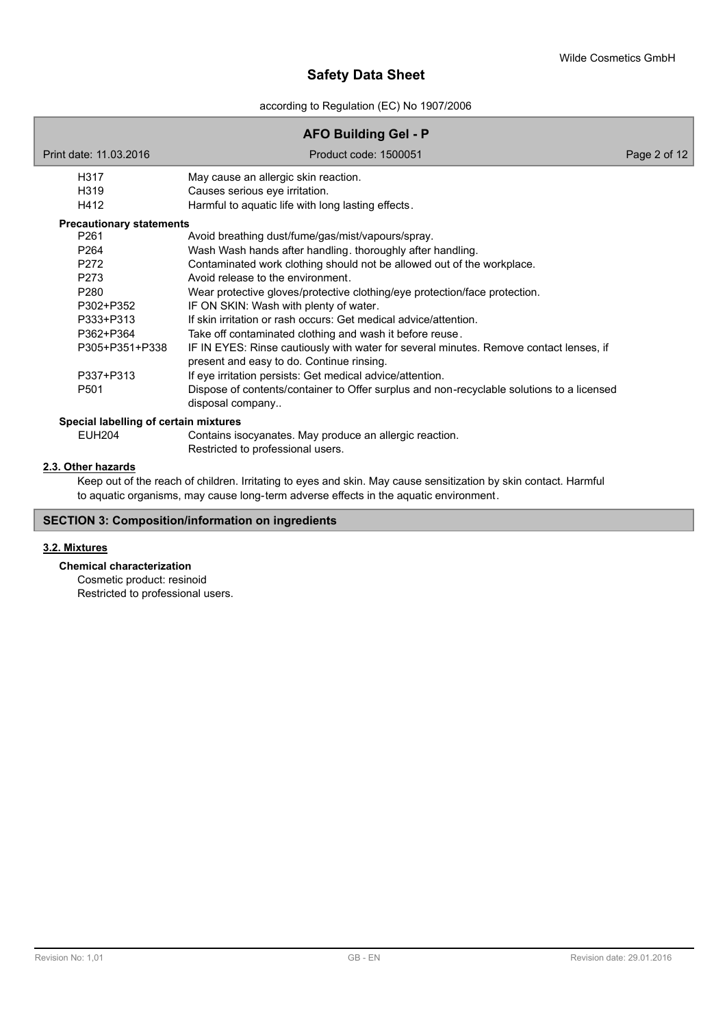| | |
|---|---|
| H317 | May cause an allergic skin reaction. |
| H319 | Causes serious eye irritation. |
| H412 | Harmful to aquatic life with long lasting effects. |

**Precautionary statements**

| | |
|---|---|
| P261 | Avoid breathing dust/fume/gas/mist/vapours/spray. |
| P264 | Wash Wash hands after handling. thoroughly after handling. |
| P272 | Contaminated work clothing should not be allowed out of the workplace. |
| P273 | Avoid release to the environment. |
| P280 | Wear protective gloves/protective clothing/eye protection/face protection. |
| P302+P352 | IF ON SKIN: Wash with plenty of water. |
| P333+P313 | If skin irritation or rash occurs: Get medical advice/attention. |
| P362+P364 | Take off contaminated clothing and wash it before reuse. |
| P305+P351+P338 | IF IN EYES: Rinse cautiously with water for several minutes. Remove contact lenses, if present and easy to do. Continue rinsing. |
| P337+P313 | If eye irritation persists: Get medical advice/attention. |
| P501 | Dispose of contents/container to Offer surplus and non-recyclable solutions to a licensed disposal company.. |

**Special labelling of certain mixtures**

| | |
|---|---|
| EUH204 | Contains isocyanates. May produce an allergic reaction.<br>Restricted to professional users. |

### 2.3. Other hazards

Keep out of the reach of children. Irritating to eyes and skin. May cause sensitization by skin contact. Harmful to aquatic organisms, may cause long-term adverse effects in the aquatic environment.

## SECTION 3: Composition/information on ingredients

### 3.2. Mixtures

**Chemical characterization**

Cosmetic product: resinoid
Restricted to professional users.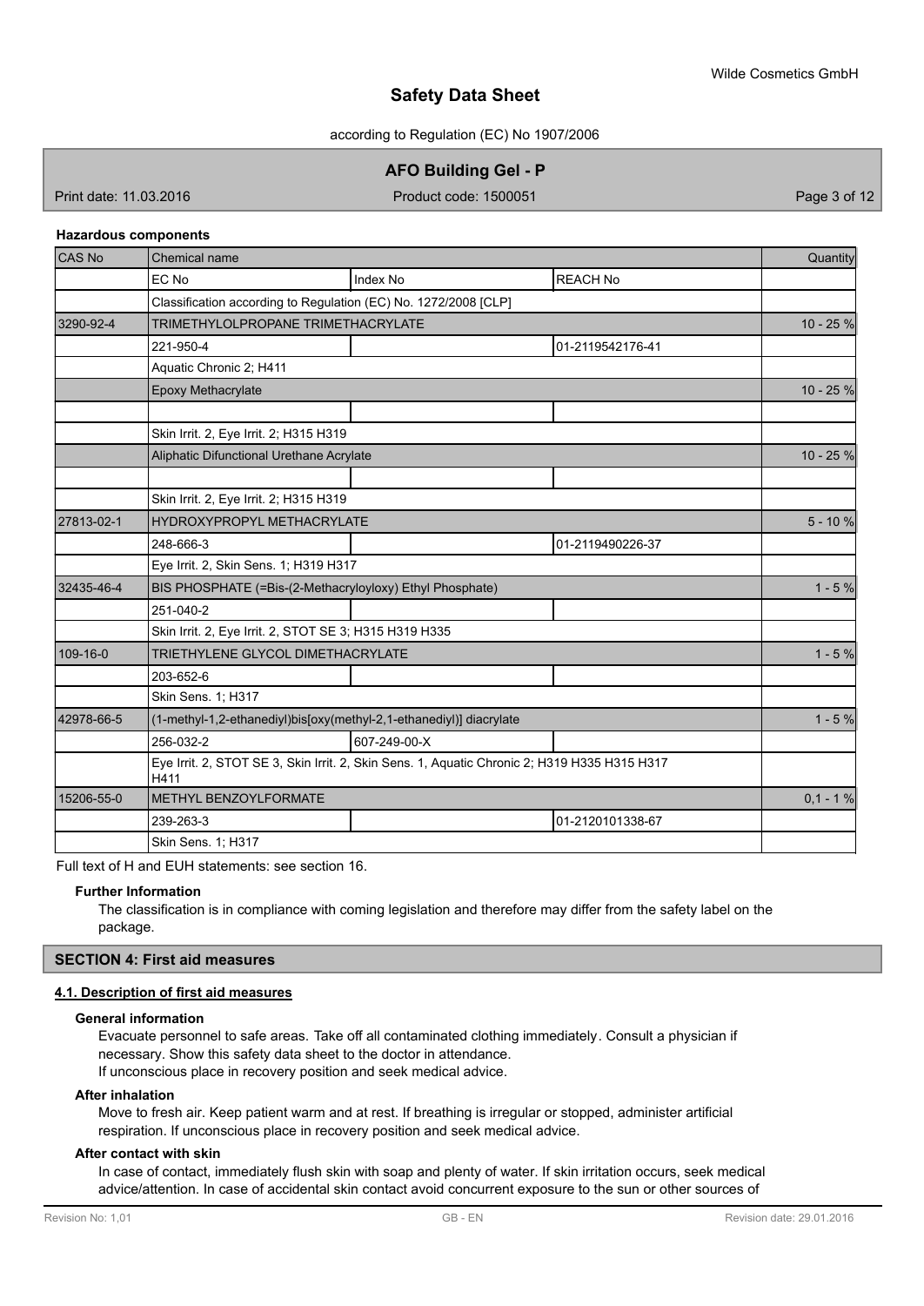**Hazardous components**

| CAS No | Chemical name | | | Quantity |
|---|---|---|---|---|
| | EC No | Index No | REACH No | |
| | Classification according to Regulation (EC) No. 1272/2008 [CLP] | | | |
| 3290-92-4 | TRIMETHYLOLPROPANE TRIMETHACRYLATE | | | 10 - 25 % |
| | 221-950-4 | | 01-2119542176-41 | |
| | Aquatic Chronic 2; H411 | | | |
| | Epoxy Methacrylate | | | 10 - 25 % |
| | | | | |
| | Skin Irrit. 2, Eye Irrit. 2; H315 H319 | | | |
| | Aliphatic Difunctional Urethane Acrylate | | | 10 - 25 % |
| | | | | |
| | Skin Irrit. 2, Eye Irrit. 2; H315 H319 | | | |
| 27813-02-1 | HYDROXYPROPYL METHACRYLATE | | | 5 - 10 % |
| | 248-666-3 | | 01-2119490226-37 | |
| | Eye Irrit. 2, Skin Sens. 1; H319 H317 | | | |
| 32435-46-4 | BIS PHOSPHATE (=Bis-(2-Methacryloyloxy) Ethyl Phosphate) | | | 1 - 5 % |
| | 251-040-2 | | | |
| | Skin Irrit. 2, Eye Irrit. 2, STOT SE 3; H315 H319 H335 | | | |
| 109-16-0 | TRIETHYLENE GLYCOL DIMETHACRYLATE | | | 1 - 5 % |
| | 203-652-6 | | | |
| | Skin Sens. 1; H317 | | | |
| 42978-66-5 | (1-methyl-1,2-ethanediyl)bis[oxy(methyl-2,1-ethanediyl)] diacrylate | | | 1 - 5 % |
| | 256-032-2 | 607-249-00-X | | |
| | Eye Irrit. 2, STOT SE 3, Skin Irrit. 2, Skin Sens. 1, Aquatic Chronic 2; H319 H335 H315 H317 H411 | | | |
| 15206-55-0 | METHYL BENZOYLFORMATE | | | 0,1 - 1 % |
| | 239-263-3 | | 01-2120101338-67 | |
| | Skin Sens. 1; H317 | | | |

Full text of H and EUH statements: see section 16.

**Further Information**

The classification is in compliance with coming legislation and therefore may differ from the safety label on the package.

## SECTION 4: First aid measures

### 4.1. Description of first aid measures

**General information**

Evacuate personnel to safe areas. Take off all contaminated clothing immediately. Consult a physician if necessary. Show this safety data sheet to the doctor in attendance.
If unconscious place in recovery position and seek medical advice.

**After inhalation**

Move to fresh air. Keep patient warm and at rest. If breathing is irregular or stopped, administer artificial respiration. If unconscious place in recovery position and seek medical advice.

**After contact with skin**

In case of contact, immediately flush skin with soap and plenty of water. If skin irritation occurs, seek medical advice/attention. In case of accidental skin contact avoid concurrent exposure to the sun or other sources of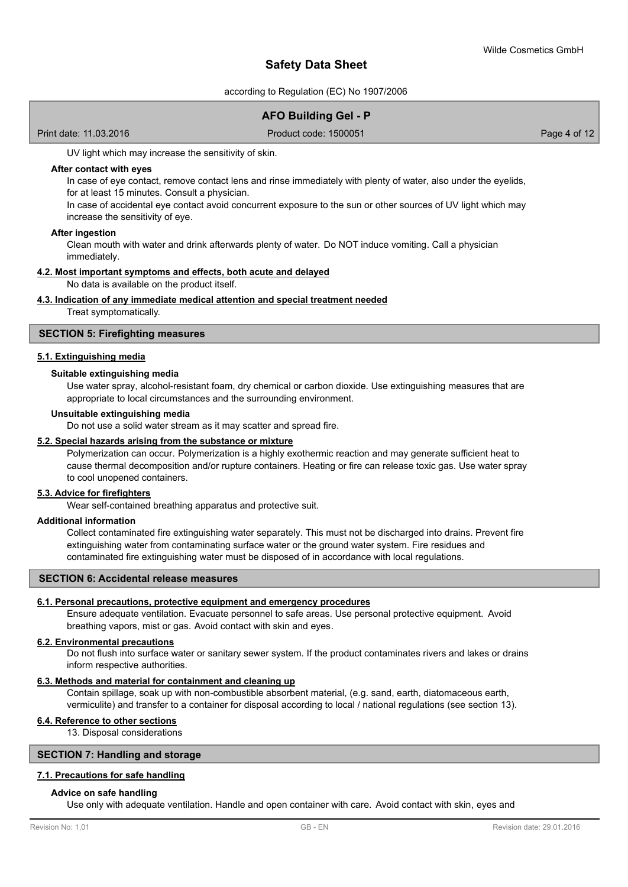UV light which may increase the sensitivity of skin.

**After contact with eyes**

In case of eye contact, remove contact lens and rinse immediately with plenty of water, also under the eyelids, for at least 15 minutes. Consult a physician.

In case of accidental eye contact avoid concurrent exposure to the sun or other sources of UV light which may increase the sensitivity of eye.

**After ingestion**

Clean mouth with water and drink afterwards plenty of water. Do NOT induce vomiting. Call a physician immediately.

**4.2. Most important symptoms and effects, both acute and delayed**

No data is available on the product itself.

**4.3. Indication of any immediate medical attention and special treatment needed**

Treat symptomatically.

## SECTION 5: Firefighting measures

**5.1. Extinguishing media**

**Suitable extinguishing media**

Use water spray, alcohol-resistant foam, dry chemical or carbon dioxide. Use extinguishing measures that are appropriate to local circumstances and the surrounding environment.

**Unsuitable extinguishing media**

Do not use a solid water stream as it may scatter and spread fire.

**5.2. Special hazards arising from the substance or mixture**

Polymerization can occur. Polymerization is a highly exothermic reaction and may generate sufficient heat to cause thermal decomposition and/or rupture containers. Heating or fire can release toxic gas. Use water spray to cool unopened containers.

**5.3. Advice for firefighters**

Wear self-contained breathing apparatus and protective suit.

**Additional information**

Collect contaminated fire extinguishing water separately. This must not be discharged into drains. Prevent fire extinguishing water from contaminating surface water or the ground water system. Fire residues and contaminated fire extinguishing water must be disposed of in accordance with local regulations.

## SECTION 6: Accidental release measures

**6.1. Personal precautions, protective equipment and emergency procedures**

Ensure adequate ventilation. Evacuate personnel to safe areas. Use personal protective equipment. Avoid breathing vapors, mist or gas. Avoid contact with skin and eyes.

**6.2. Environmental precautions**

Do not flush into surface water or sanitary sewer system. If the product contaminates rivers and lakes or drains inform respective authorities.

**6.3. Methods and material for containment and cleaning up**

Contain spillage, soak up with non-combustible absorbent material, (e.g. sand, earth, diatomaceous earth, vermiculite) and transfer to a container for disposal according to local / national regulations (see section 13).

**6.4. Reference to other sections**

13. Disposal considerations

## SECTION 7: Handling and storage

**7.1. Precautions for safe handling**

**Advice on safe handling**

Use only with adequate ventilation. Handle and open container with care. Avoid contact with skin, eyes and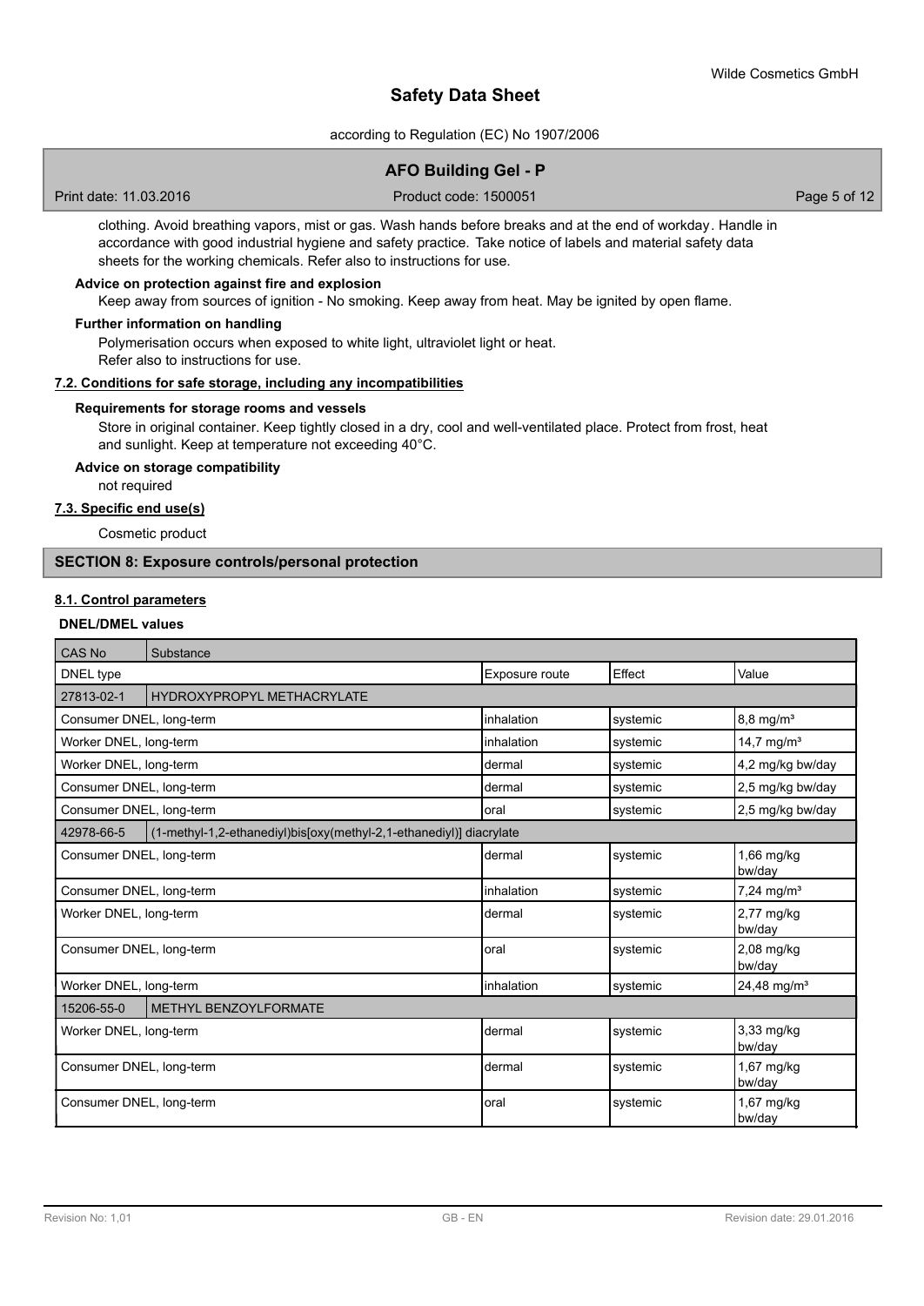clothing. Avoid breathing vapors, mist or gas. Wash hands before breaks and at the end of workday. Handle in accordance with good industrial hygiene and safety practice. Take notice of labels and material safety data sheets for the working chemicals. Refer also to instructions for use.

**Advice on protection against fire and explosion**

Keep away from sources of ignition - No smoking. Keep away from heat. May be ignited by open flame.

**Further information on handling**

Polymerisation occurs when exposed to white light, ultraviolet light or heat.
Refer also to instructions for use.

**7.2. Conditions for safe storage, including any incompatibilities**

**Requirements for storage rooms and vessels**

Store in original container. Keep tightly closed in a dry, cool and well-ventilated place. Protect from frost, heat and sunlight. Keep at temperature not exceeding 40°C.

**Advice on storage compatibility**

not required

**7.3. Specific end use(s)**

Cosmetic product

## SECTION 8: Exposure controls/personal protection

**8.1. Control parameters**

**DNEL/DMEL values**

| CAS No | Substance | | | |
|---|---|---|---|---|
| DNEL type | | Exposure route | Effect | Value |
| 27813-02-1 | HYDROXYPROPYL METHACRYLATE | | | |
| Consumer DNEL, long-term | | inhalation | systemic | 8,8 mg/m³ |
| Worker DNEL, long-term | | inhalation | systemic | 14,7 mg/m³ |
| Worker DNEL, long-term | | dermal | systemic | 4,2 mg/kg bw/day |
| Consumer DNEL, long-term | | dermal | systemic | 2,5 mg/kg bw/day |
| Consumer DNEL, long-term | | oral | systemic | 2,5 mg/kg bw/day |
| 42978-66-5 | (1-methyl-1,2-ethanediyl)bis[oxy(methyl-2,1-ethanediyl)] diacrylate | | | |
| Consumer DNEL, long-term | | dermal | systemic | 1,66 mg/kg bw/day |
| Consumer DNEL, long-term | | inhalation | systemic | 7,24 mg/m³ |
| Worker DNEL, long-term | | dermal | systemic | 2,77 mg/kg bw/day |
| Consumer DNEL, long-term | | oral | systemic | 2,08 mg/kg bw/day |
| Worker DNEL, long-term | | inhalation | systemic | 24,48 mg/m³ |
| 15206-55-0 | METHYL BENZOYLFORMATE | | | |
| Worker DNEL, long-term | | dermal | systemic | 3,33 mg/kg bw/day |
| Consumer DNEL, long-term | | dermal | systemic | 1,67 mg/kg bw/day |
| Consumer DNEL, long-term | | oral | systemic | 1,67 mg/kg bw/day |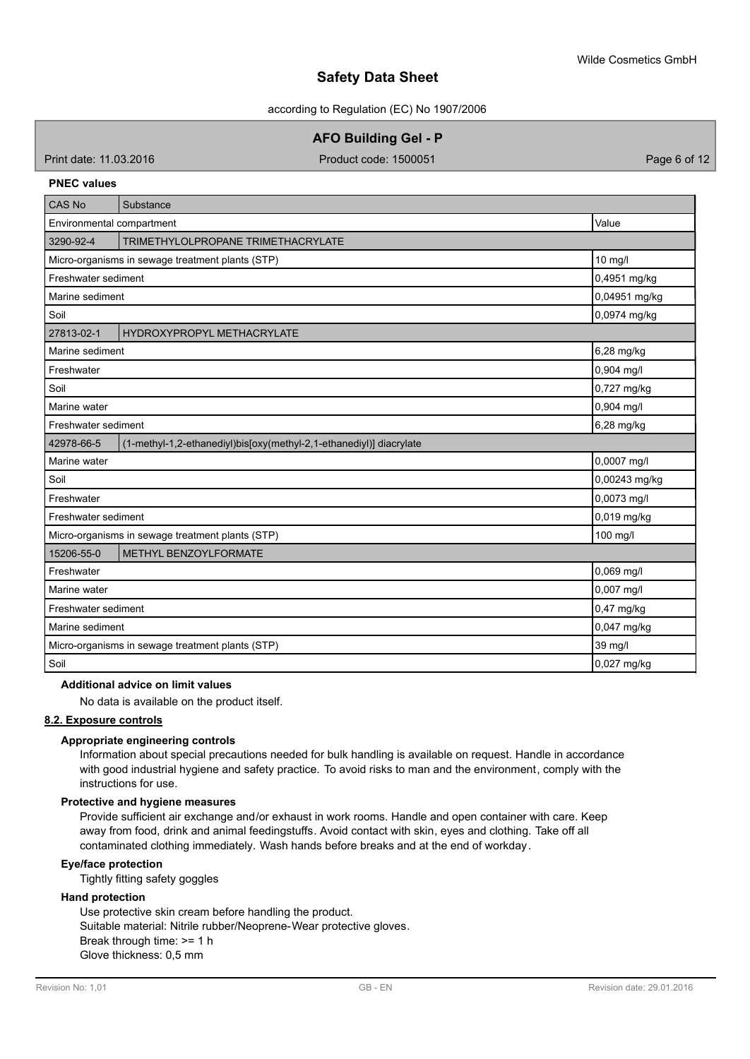**PNEC values**

| CAS No | Substance | |
|---|---|---|
| Environmental compartment | | Value |
| 3290-92-4 | TRIMETHYLOLPROPANE TRIMETHACRYLATE | |
| Micro-organisms in sewage treatment plants (STP) | | 10 mg/l |
| Freshwater sediment | | 0,4951 mg/kg |
| Marine sediment | | 0,04951 mg/kg |
| Soil | | 0,0974 mg/kg |
| 27813-02-1 | HYDROXYPROPYL METHACRYLATE | |
| Marine sediment | | 6,28 mg/kg |
| Freshwater | | 0,904 mg/l |
| Soil | | 0,727 mg/kg |
| Marine water | | 0,904 mg/l |
| Freshwater sediment | | 6,28 mg/kg |
| 42978-66-5 | (1-methyl-1,2-ethanediyl)bis[oxy(methyl-2,1-ethanediyl)] diacrylate | |
| Marine water | | 0,0007 mg/l |
| Soil | | 0,00243 mg/kg |
| Freshwater | | 0,0073 mg/l |
| Freshwater sediment | | 0,019 mg/kg |
| Micro-organisms in sewage treatment plants (STP) | | 100 mg/l |
| 15206-55-0 | METHYL BENZOYLFORMATE | |
| Freshwater | | 0,069 mg/l |
| Marine water | | 0,007 mg/l |
| Freshwater sediment | | 0,47 mg/kg |
| Marine sediment | | 0,047 mg/kg |
| Micro-organisms in sewage treatment plants (STP) | | 39 mg/l |
| Soil | | 0,027 mg/kg |

**Additional advice on limit values**

No data is available on the product itself.

## 8.2. Exposure controls

**Appropriate engineering controls**

Information about special precautions needed for bulk handling is available on request. Handle in accordance with good industrial hygiene and safety practice. To avoid risks to man and the environment, comply with the instructions for use.

**Protective and hygiene measures**

Provide sufficient air exchange and/or exhaust in work rooms. Handle and open container with care. Keep away from food, drink and animal feedingstuffs. Avoid contact with skin, eyes and clothing. Take off all contaminated clothing immediately. Wash hands before breaks and at the end of workday.

**Eye/face protection**

Tightly fitting safety goggles

**Hand protection**

Use protective skin cream before handling the product.
Suitable material: Nitrile rubber/Neoprene-Wear protective gloves.
Break through time: >= 1 h
Glove thickness: 0,5 mm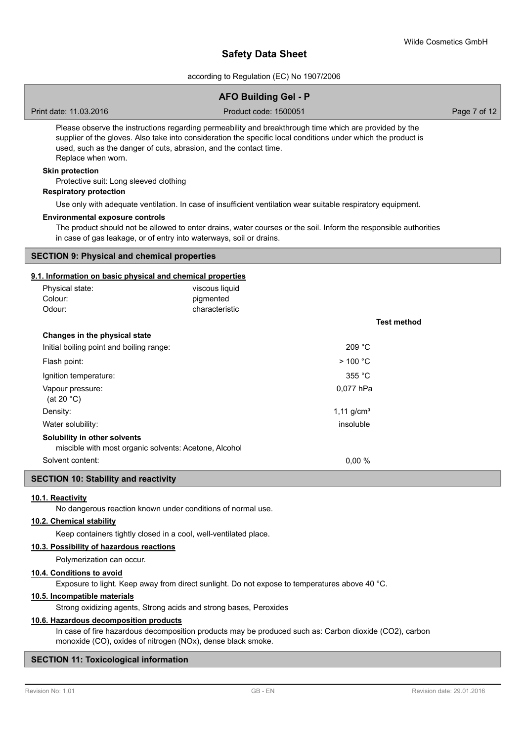Please observe the instructions regarding permeability and breakthrough time which are provided by the supplier of the gloves. Also take into consideration the specific local conditions under which the product is used, such as the danger of cuts, abrasion, and the contact time.
Replace when worn.

**Skin protection**

Protective suit: Long sleeved clothing

**Respiratory protection**

Use only with adequate ventilation. In case of insufficient ventilation wear suitable respiratory equipment.

**Environmental exposure controls**

The product should not be allowed to enter drains, water courses or the soil. Inform the responsible authorities in case of gas leakage, or of entry into waterways, soil or drains.

## SECTION 9: Physical and chemical properties

### 9.1. Information on basic physical and chemical properties

| | |
|---|---|
| Physical state: | viscous liquid |
| Colour: | pigmented |
| Odour: | characteristic |

| | | Test method |
|---|---|---|
| **Changes in the physical state** | | |
| Initial boiling point and boiling range: | 209 °C | |
| Flash point: | > 100 °C | |
| Ignition temperature: | 355 °C | |
| Vapour pressure: (at 20 °C) | 0,077 hPa | |
| Density: | 1,11 g/cm³ | |
| Water solubility: | insoluble | |
| **Solubility in other solvents** | | |
| miscible with most organic solvents: Acetone, Alcohol | | |
| Solvent content: | 0,00 % | |

## SECTION 10: Stability and reactivity

### 10.1. Reactivity

No dangerous reaction known under conditions of normal use.

### 10.2. Chemical stability

Keep containers tightly closed in a cool, well-ventilated place.

### 10.3. Possibility of hazardous reactions

Polymerization can occur.

### 10.4. Conditions to avoid

Exposure to light. Keep away from direct sunlight. Do not expose to temperatures above 40 °C.

### 10.5. Incompatible materials

Strong oxidizing agents, Strong acids and strong bases, Peroxides

### 10.6. Hazardous decomposition products

In case of fire hazardous decomposition products may be produced such as: Carbon dioxide ($CO_2$), carbon monoxide (CO), oxides of nitrogen ($NO_x$), dense black smoke.

## SECTION 11: Toxicological information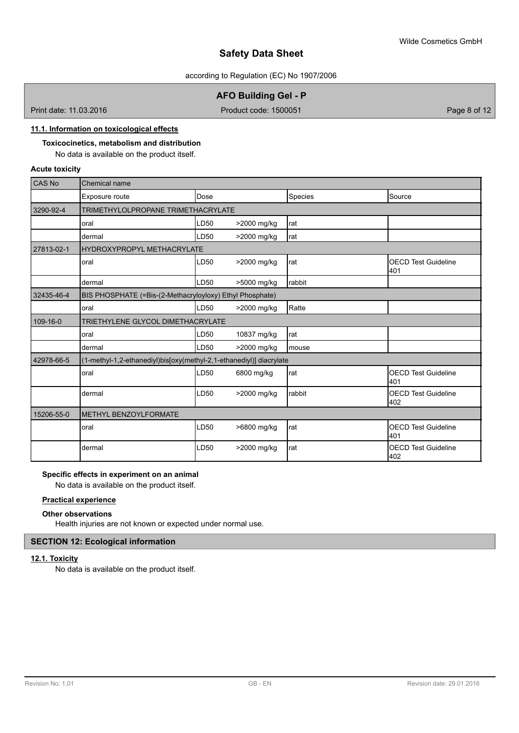### 11.1. Information on toxicological effects

**Toxicocinetics, metabolism and distribution**

No data is available on the product itself.

**Acute toxicity**

| CAS No | Chemical name | | | | |
|---|---|---|---|---|---|
| | Exposure route | Dose | | Species | Source |
| 3290-92-4 | TRIMETHYLOLPROPANE TRIMETHACRYLATE | | | | |
| | oral | LD50 | >2000 mg/kg | rat | |
| | dermal | LD50 | >2000 mg/kg | rat | |
| 27813-02-1 | HYDROXYPROPYL METHACRYLATE | | | | |
| | oral | LD50 | >2000 mg/kg | rat | OECD Test Guideline 401 |
| | dermal | LD50 | >5000 mg/kg | rabbit | |
| 32435-46-4 | BIS PHOSPHATE (=Bis-(2-Methacryloyloxy) Ethyl Phosphate) | | | | |
| | oral | LD50 | >2000 mg/kg | Ratte | |
| 109-16-0 | TRIETHYLENE GLYCOL DIMETHACRYLATE | | | | |
| | oral | LD50 | 10837 mg/kg | rat | |
| | dermal | LD50 | >2000 mg/kg | mouse | |
| 42978-66-5 | (1-methyl-1,2-ethanediyl)bis[oxy(methyl-2,1-ethanediyl)] diacrylate | | | | |
| | oral | LD50 | 6800 mg/kg | rat | OECD Test Guideline 401 |
| | dermal | LD50 | >2000 mg/kg | rabbit | OECD Test Guideline 402 |
| 15206-55-0 | METHYL BENZOYLFORMATE | | | | |
| | oral | LD50 | >6800 mg/kg | rat | OECD Test Guideline 401 |
| | dermal | LD50 | >2000 mg/kg | rat | OECD Test Guideline 402 |

**Specific effects in experiment on an animal**

No data is available on the product itself.

**Practical experience**

**Other observations**

Health injuries are not known or expected under normal use.

## SECTION 12: Ecological information

### 12.1. Toxicity

No data is available on the product itself.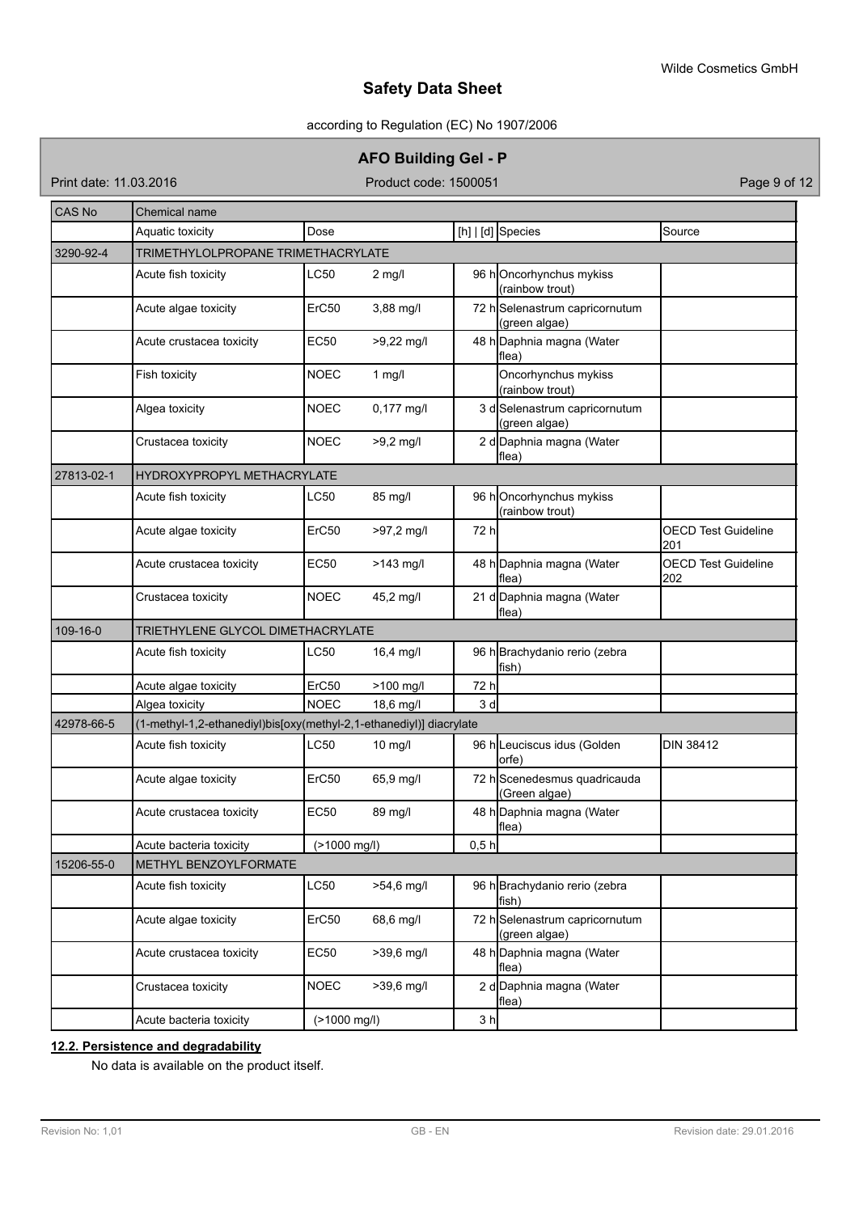| CAS No | Chemical name | | | | | |
|---|---|---|---|---|---|---|
| | Aquatic toxicity | Dose | | [h] \| [d] | Species | Source |
| 3290-92-4 | TRIMETHYLOLPROPANE TRIMETHACRYLATE | | | | | |
| | Acute fish toxicity | LC50 | 2 mg/l | 96 h | Oncorhynchus mykiss (rainbow trout) | |
| | Acute algae toxicity | ErC50 | 3,88 mg/l | 72 h | Selenastrum capricornutum (green algae) | |
| | Acute crustacea toxicity | EC50 | >9,22 mg/l | 48 h | Daphnia magna (Water flea) | |
| | Fish toxicity | NOEC | 1 mg/l | | Oncorhynchus mykiss (rainbow trout) | |
| | Algea toxicity | NOEC | 0,177 mg/l | 3 d | Selenastrum capricornutum (green algae) | |
| | Crustacea toxicity | NOEC | >9,2 mg/l | 2 d | Daphnia magna (Water flea) | |
| 27813-02-1 | HYDROXYPROPYL METHACRYLATE | | | | | |
| | Acute fish toxicity | LC50 | 85 mg/l | 96 h | Oncorhynchus mykiss (rainbow trout) | |
| | Acute algae toxicity | ErC50 | >97,2 mg/l | 72 h | | OECD Test Guideline 201 |
| | Acute crustacea toxicity | EC50 | >143 mg/l | 48 h | Daphnia magna (Water flea) | OECD Test Guideline 202 |
| | Crustacea toxicity | NOEC | 45,2 mg/l | 21 d | Daphnia magna (Water flea) | |
| 109-16-0 | TRIETHYLENE GLYCOL DIMETHACRYLATE | | | | | |
| | Acute fish toxicity | LC50 | 16,4 mg/l | 96 h | Brachydanio rerio (zebra fish) | |
| | Acute algae toxicity | ErC50 | >100 mg/l | 72 h | | |
| | Algea toxicity | NOEC | 18,6 mg/l | 3 d | | |
| 42978-66-5 | (1-methyl-1,2-ethanediyl)bis[oxy(methyl-2,1-ethanediyl)] diacrylate | | | | | |
| | Acute fish toxicity | LC50 | 10 mg/l | 96 h | Leuciscus idus (Golden orfe) | DIN 38412 |
| | Acute algae toxicity | ErC50 | 65,9 mg/l | 72 h | Scenedesmus quadricauda (Green algae) | |
| | Acute crustacea toxicity | EC50 | 89 mg/l | 48 h | Daphnia magna (Water flea) | |
| | Acute bacteria toxicity | (>1000 mg/l) | | 0,5 h | | |
| 15206-55-0 | METHYL BENZOYLFORMATE | | | | | |
| | Acute fish toxicity | LC50 | >54,6 mg/l | 96 h | Brachydanio rerio (zebra fish) | |
| | Acute algae toxicity | ErC50 | 68,6 mg/l | 72 h | Selenastrum capricornutum (green algae) | |
| | Acute crustacea toxicity | EC50 | >39,6 mg/l | 48 h | Daphnia magna (Water flea) | |
| | Crustacea toxicity | NOEC | >39,6 mg/l | 2 d | Daphnia magna (Water flea) | |
| | Acute bacteria toxicity | (>1000 mg/l) | | 3 h | | |

**12.2. Persistence and degradability**

No data is available on the product itself.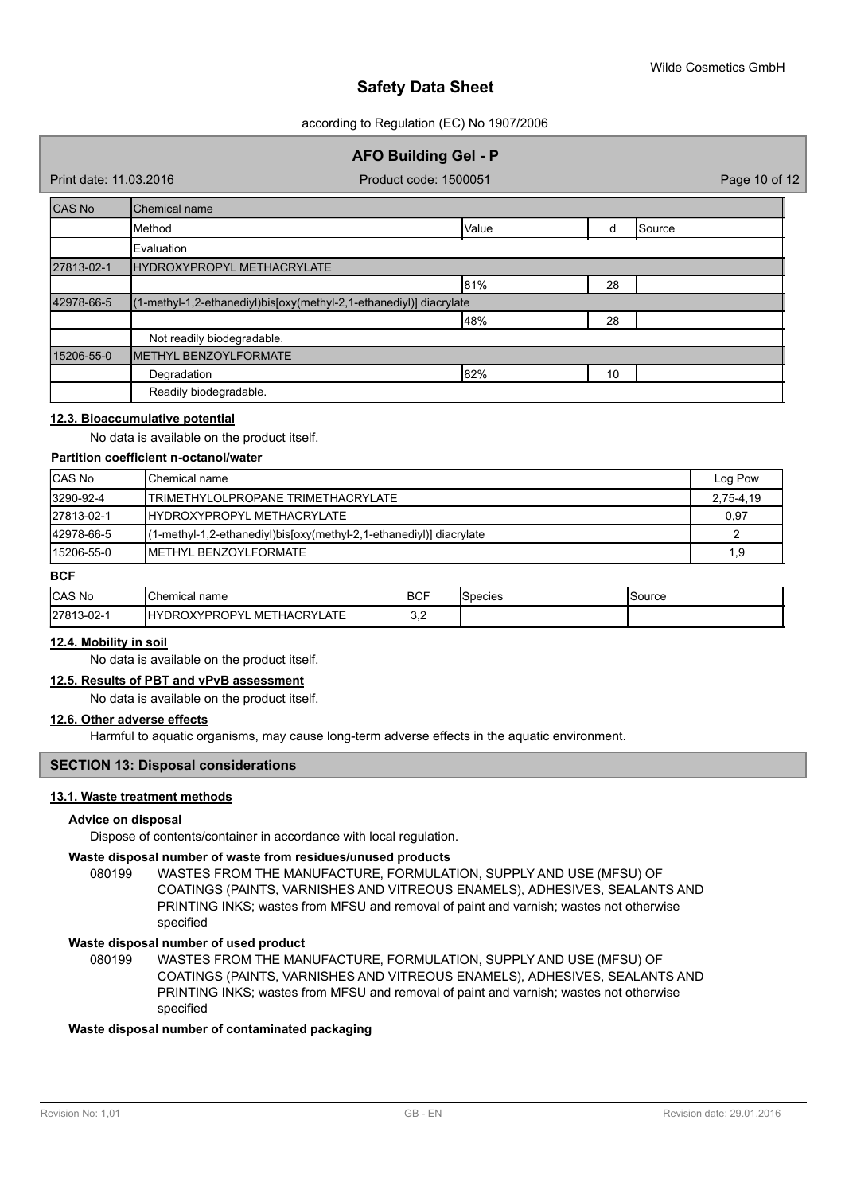| CAS No | Chemical name | | | |
|---|---|---|---|---|
| | Method | Value | d | Source |
| | Evaluation | | | |
| 27813-02-1 | HYDROXYPROPYL METHACRYLATE | | | |
| | | 81% | 28 | |
| 42978-66-5 | (1-methyl-1,2-ethanediyl)bis[oxy(methyl-2,1-ethanediyl)] diacrylate | | | |
| | | 48% | 28 | |
| | Not readily biodegradable. | | | |
| 15206-55-0 | METHYL BENZOYLFORMATE | | | |
| | Degradation | 82% | 10 | |
| | Readily biodegradable. | | | |

### 12.3. Bioaccumulative potential

No data is available on the product itself.

**Partition coefficient n-octanol/water**

| CAS No | Chemical name | Log Pow |
|---|---|---|
| 3290-92-4 | TRIMETHYLOLPROPANE TRIMETHACRYLATE | 2,75-4,19 |
| 27813-02-1 | HYDROXYPROPYL METHACRYLATE | 0,97 |
| 42978-66-5 | (1-methyl-1,2-ethanediyl)bis[oxy(methyl-2,1-ethanediyl)] diacrylate | 2 |
| 15206-55-0 | METHYL BENZOYLFORMATE | 1,9 |

**BCF**

| CAS No | Chemical name | BCF | Species | Source |
|---|---|---|---|---|
| 27813-02-1 | HYDROXYPROPYL METHACRYLATE | 3,2 | | |

### 12.4. Mobility in soil

No data is available on the product itself.

### 12.5. Results of PBT and vPvB assessment

No data is available on the product itself.

### 12.6. Other adverse effects

Harmful to aquatic organisms, may cause long-term adverse effects in the aquatic environment.

## SECTION 13: Disposal considerations

### 13.1. Waste treatment methods

**Advice on disposal**

Dispose of contents/container in accordance with local regulation.

**Waste disposal number of waste from residues/unused products**

080199 WASTES FROM THE MANUFACTURE, FORMULATION, SUPPLY AND USE (MFSU) OF COATINGS (PAINTS, VARNISHES AND VITREOUS ENAMELS), ADHESIVES, SEALANTS AND PRINTING INKS; wastes from MFSU and removal of paint and varnish; wastes not otherwise specified

**Waste disposal number of used product**

080199 WASTES FROM THE MANUFACTURE, FORMULATION, SUPPLY AND USE (MFSU) OF COATINGS (PAINTS, VARNISHES AND VITREOUS ENAMELS), ADHESIVES, SEALANTS AND PRINTING INKS; wastes from MFSU and removal of paint and varnish; wastes not otherwise specified

**Waste disposal number of contaminated packaging**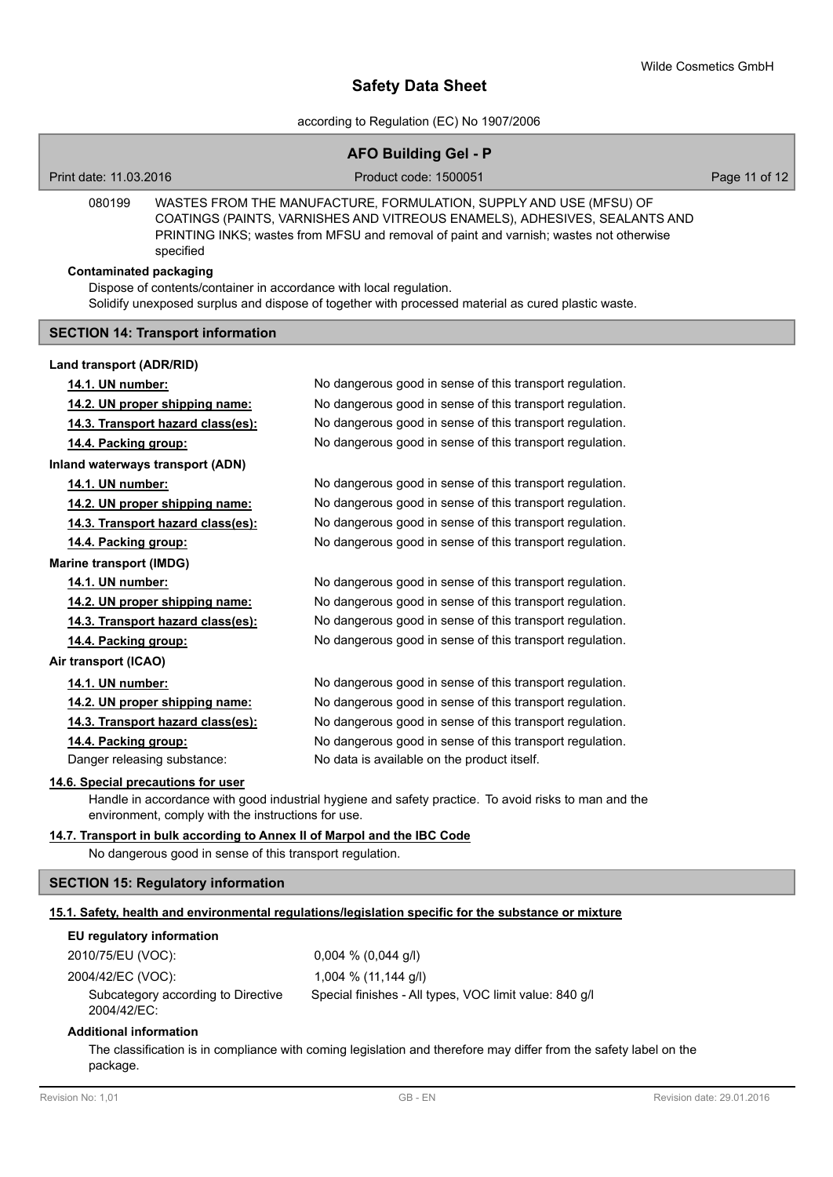080199 WASTES FROM THE MANUFACTURE, FORMULATION, SUPPLY AND USE (MFSU) OF COATINGS (PAINTS, VARNISHES AND VITREOUS ENAMELS), ADHESIVES, SEALANTS AND PRINTING INKS; wastes from MFSU and removal of paint and varnish; wastes not otherwise specified

**Contaminated packaging**

Dispose of contents/container in accordance with local regulation.
Solidify unexposed surplus and dispose of together with processed material as cured plastic waste.

## SECTION 14: Transport information

**Land transport (ADR/RID)**

| | |
|---|---|
| **14.1. UN number:** | No dangerous good in sense of this transport regulation. |
| **14.2. UN proper shipping name:** | No dangerous good in sense of this transport regulation. |
| **14.3. Transport hazard class(es):** | No dangerous good in sense of this transport regulation. |
| **14.4. Packing group:** | No dangerous good in sense of this transport regulation. |

**Inland waterways transport (ADN)**

| | |
|---|---|
| **14.1. UN number:** | No dangerous good in sense of this transport regulation. |
| **14.2. UN proper shipping name:** | No dangerous good in sense of this transport regulation. |
| **14.3. Transport hazard class(es):** | No dangerous good in sense of this transport regulation. |
| **14.4. Packing group:** | No dangerous good in sense of this transport regulation. |

**Marine transport (IMDG)**

| | |
|---|---|
| **14.1. UN number:** | No dangerous good in sense of this transport regulation. |
| **14.2. UN proper shipping name:** | No dangerous good in sense of this transport regulation. |
| **14.3. Transport hazard class(es):** | No dangerous good in sense of this transport regulation. |
| **14.4. Packing group:** | No dangerous good in sense of this transport regulation. |

**Air transport (ICAO)**

| | |
|---|---|
| **14.1. UN number:** | No dangerous good in sense of this transport regulation. |
| **14.2. UN proper shipping name:** | No dangerous good in sense of this transport regulation. |
| **14.3. Transport hazard class(es):** | No dangerous good in sense of this transport regulation. |
| **14.4. Packing group:** | No dangerous good in sense of this transport regulation. |
| Danger releasing substance: | No data is available on the product itself. |

**14.6. Special precautions for user**

Handle in accordance with good industrial hygiene and safety practice. To avoid risks to man and the environment, comply with the instructions for use.

**14.7. Transport in bulk according to Annex II of Marpol and the IBC Code**

No dangerous good in sense of this transport regulation.

## SECTION 15: Regulatory information

**15.1. Safety, health and environmental regulations/legislation specific for the substance or mixture**

**EU regulatory information**

| | |
|---|---|
| 2010/75/EU (VOC): | 0,004 % (0,044 g/l) |
| 2004/42/EC (VOC): | 1,004 % (11,144 g/l) |
| Subcategory according to Directive 2004/42/EC: | Special finishes - All types, VOC limit value: 840 g/l |

**Additional information**

The classification is in compliance with coming legislation and therefore may differ from the safety label on the package.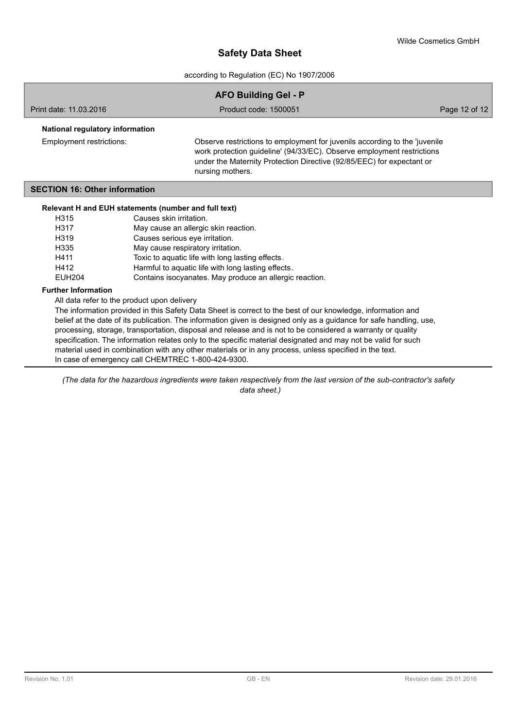**National regulatory information**

Employment restrictions: Observe restrictions to employment for juvenils according to the 'juvenile work protection guideline' (94/33/EC). Observe employment restrictions under the Maternity Protection Directive (92/85/EEC) for expectant or nursing mothers.

## SECTION 16: Other information

**Relevant H and EUH statements (number and full text)**

| | |
|---|---|
| H315 | Causes skin irritation. |
| H317 | May cause an allergic skin reaction. |
| H319 | Causes serious eye irritation. |
| H335 | May cause respiratory irritation. |
| H411 | Toxic to aquatic life with long lasting effects. |
| H412 | Harmful to aquatic life with long lasting effects. |
| EUH204 | Contains isocyanates. May produce an allergic reaction. |

**Further Information**

All data refer to the product upon delivery

The information provided in this Safety Data Sheet is correct to the best of our knowledge, information and belief at the date of its publication. The information given is designed only as a guidance for safe handling, use, processing, storage, transportation, disposal and release and is not to be considered a warranty or quality specification. The information relates only to the specific material designated and may not be valid for such material used in combination with any other materials or in any process, unless specified in the text.

In case of emergency call CHEMTREC 1-800-424-9300.

*(The data for the hazardous ingredients were taken respectively from the last version of the sub-contractor's safety data sheet.)*